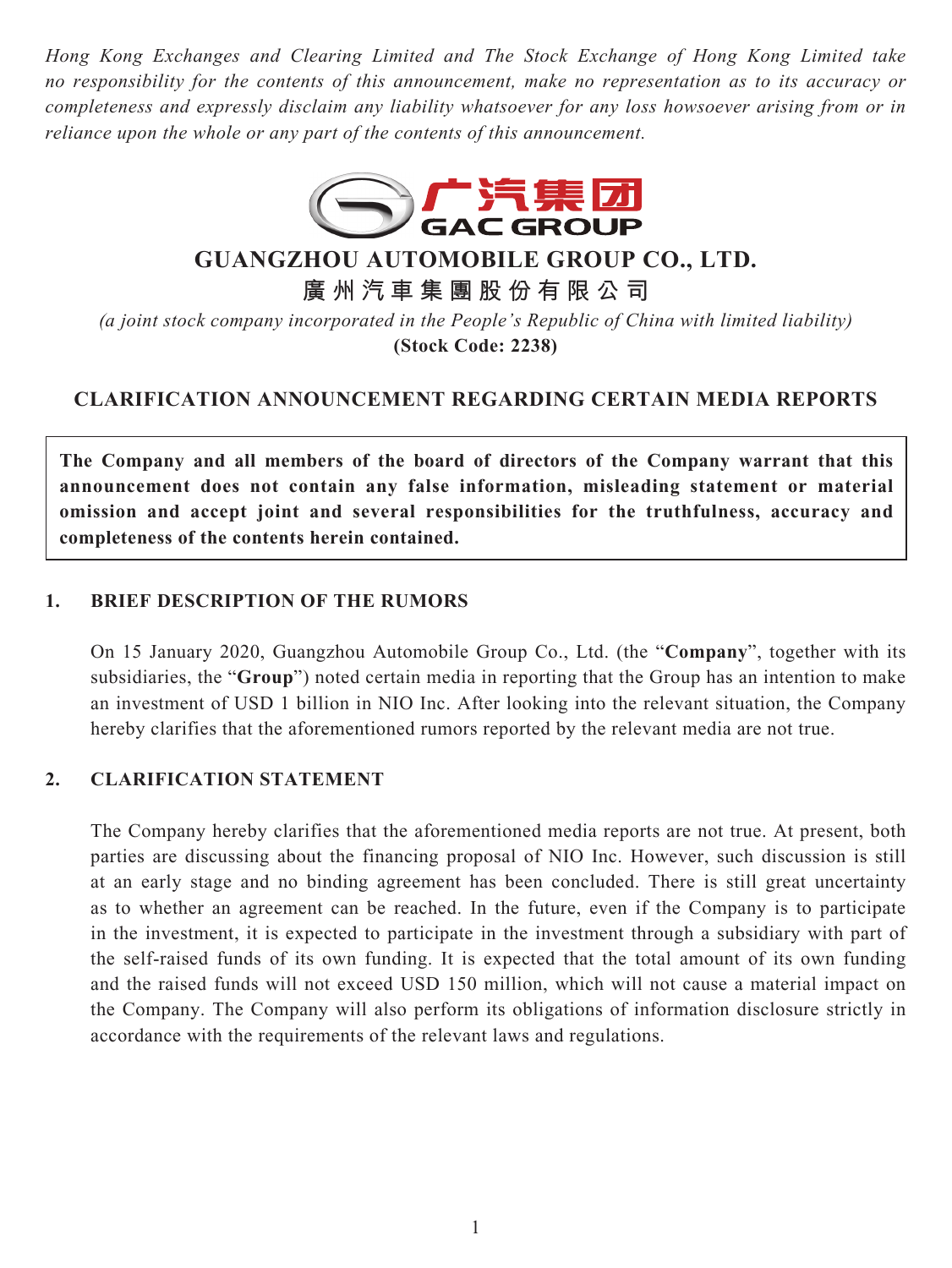*Hong Kong Exchanges and Clearing Limited and The Stock Exchange of Hong Kong Limited take no responsibility for the contents of this announcement, make no representation as to its accuracy or completeness and expressly disclaim any liability whatsoever for any loss howsoever arising from or in reliance upon the whole or any part of the contents of this announcement.*

广汽集团
GAC GROUP

# GUANGZHOU AUTOMOBILE GROUP CO., LTD.

# 廣州汽車集團股份有限公司

*(a joint stock company incorporated in the People's Republic of China with limited liability)*

**(Stock Code: 2238)**

## CLARIFICATION ANNOUNCEMENT REGARDING CERTAIN MEDIA REPORTS

**The Company and all members of the board of directors of the Company warrant that this announcement does not contain any false information, misleading statement or material omission and accept joint and several responsibilities for the truthfulness, accuracy and completeness of the contents herein contained.**

### 1. BRIEF DESCRIPTION OF THE RUMORS

On 15 January 2020, Guangzhou Automobile Group Co., Ltd. (the "**Company**", together with its subsidiaries, the "**Group**") noted certain media in reporting that the Group has an intention to make an investment of USD 1 billion in NIO Inc. After looking into the relevant situation, the Company hereby clarifies that the aforementioned rumors reported by the relevant media are not true.

### 2. CLARIFICATION STATEMENT

The Company hereby clarifies that the aforementioned media reports are not true. At present, both parties are discussing about the financing proposal of NIO Inc. However, such discussion is still at an early stage and no binding agreement has been concluded. There is still great uncertainty as to whether an agreement can be reached. In the future, even if the Company is to participate in the investment, it is expected to participate in the investment through a subsidiary with part of the self-raised funds of its own funding. It is expected that the total amount of its own funding and the raised funds will not exceed USD 150 million, which will not cause a material impact on the Company. The Company will also perform its obligations of information disclosure strictly in accordance with the requirements of the relevant laws and regulations.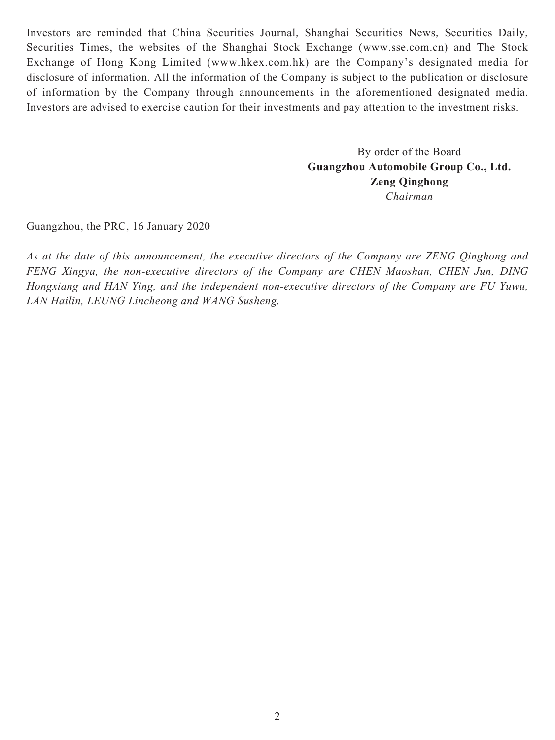Investors are reminded that China Securities Journal, Shanghai Securities News, Securities Daily, Securities Times, the websites of the Shanghai Stock Exchange (www.sse.com.cn) and The Stock Exchange of Hong Kong Limited (www.hkex.com.hk) are the Company's designated media for disclosure of information. All the information of the Company is subject to the publication or disclosure of information by the Company through announcements in the aforementioned designated media. Investors are advised to exercise caution for their investments and pay attention to the investment risks.

By order of the Board
**Guangzhou Automobile Group Co., Ltd.**
**Zeng Qinghong**
*Chairman*

Guangzhou, the PRC, 16 January 2020

*As at the date of this announcement, the executive directors of the Company are ZENG Qinghong and FENG Xingya, the non-executive directors of the Company are CHEN Maoshan, CHEN Jun, DING Hongxiang and HAN Ying, and the independent non-executive directors of the Company are FU Yuwu, LAN Hailin, LEUNG Lincheong and WANG Susheng.*